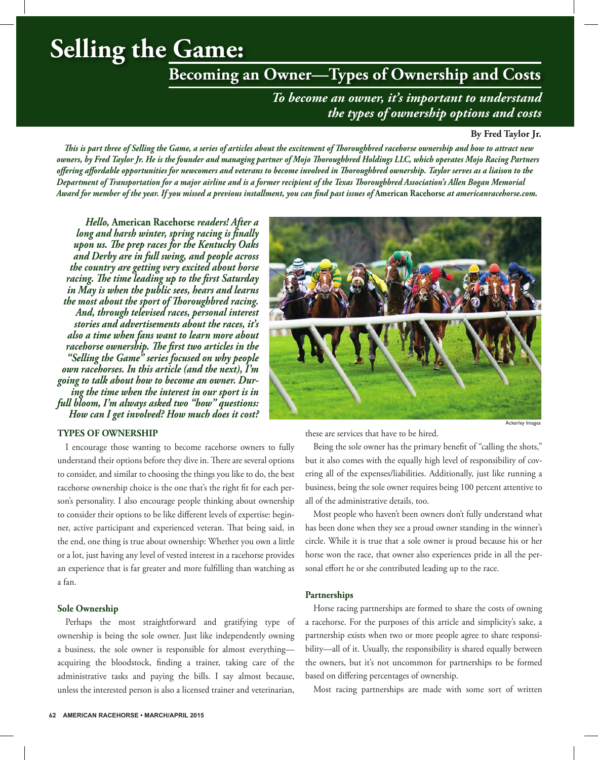# Selling the Game:

## Becoming an Owner—Types of Ownership and Costs

***To become an owner, it's important to understand the types of ownership options and costs***

**By Fred Taylor Jr.**

*This is part three of Selling the Game, a series of articles about the excitement of Thoroughbred racehorse ownership and how to attract new owners, by Fred Taylor Jr. He is the founder and managing partner of Mojo Thoroughbred Holdings LLC, which operates Mojo Racing Partners offering affordable opportunities for newcomers and veterans to become involved in Thoroughbred ownership. Taylor serves as a liaison to the Department of Transportation for a major airline and is a former recipient of the Texas Thoroughbred Association's Allen Bogan Memorial Award for member of the year. If you missed a previous installment, you can find past issues of* **American Racehorse** *at americanracehorse.com.*

***Hello,* American Racehorse *readers! After a long and harsh winter, spring racing is finally upon us. The prep races for the Kentucky Oaks and Derby are in full swing, and people across the country are getting very excited about horse racing. The time leading up to the first Saturday in May is when the public sees, hears and learns the most about the sport of Thoroughbred racing. And, through televised races, personal interest stories and advertisements about the races, it's also a time when fans want to learn more about racehorse ownership. The first two articles in the "Selling the Game" series focused on why people own racehorses. In this article (and the next), I'm going to talk about how to become an owner. During the time when the interest in our sport is in full bloom, I'm always asked two "how" questions: How can I get involved? How much does it cost?***

Ackerley Images

### TYPES OF OWNERSHIP

I encourage those wanting to become racehorse owners to fully understand their options before they dive in. There are several options to consider, and similar to choosing the things you like to do, the best racehorse ownership choice is the one that's the right fit for each person's personality. I also encourage people thinking about ownership to consider their options to be like different levels of expertise: beginner, active participant and experienced veteran. That being said, in the end, one thing is true about ownership: Whether you own a little or a lot, just having any level of vested interest in a racehorse provides an experience that is far greater and more fulfilling than watching as a fan.

#### Sole Ownership

Perhaps the most straightforward and gratifying type of ownership is being the sole owner. Just like independently owning a business, the sole owner is responsible for almost everything—acquiring the bloodstock, finding a trainer, taking care of the administrative tasks and paying the bills. I say almost because, unless the interested person is also a licensed trainer and veterinarian, these are services that have to be hired.

Being the sole owner has the primary benefit of "calling the shots," but it also comes with the equally high level of responsibility of covering all of the expenses/liabilities. Additionally, just like running a business, being the sole owner requires being 100 percent attentive to all of the administrative details, too.

Most people who haven't been owners don't fully understand what has been done when they see a proud owner standing in the winner's circle. While it is true that a sole owner is proud because his or her horse won the race, that owner also experiences pride in all the personal effort he or she contributed leading up to the race.

#### Partnerships

Horse racing partnerships are formed to share the costs of owning a racehorse. For the purposes of this article and simplicity's sake, a partnership exists when two or more people agree to share responsibility—all of it. Usually, the responsibility is shared equally between the owners, but it's not uncommon for partnerships to be formed based on differing percentages of ownership.

Most racing partnerships are made with some sort of written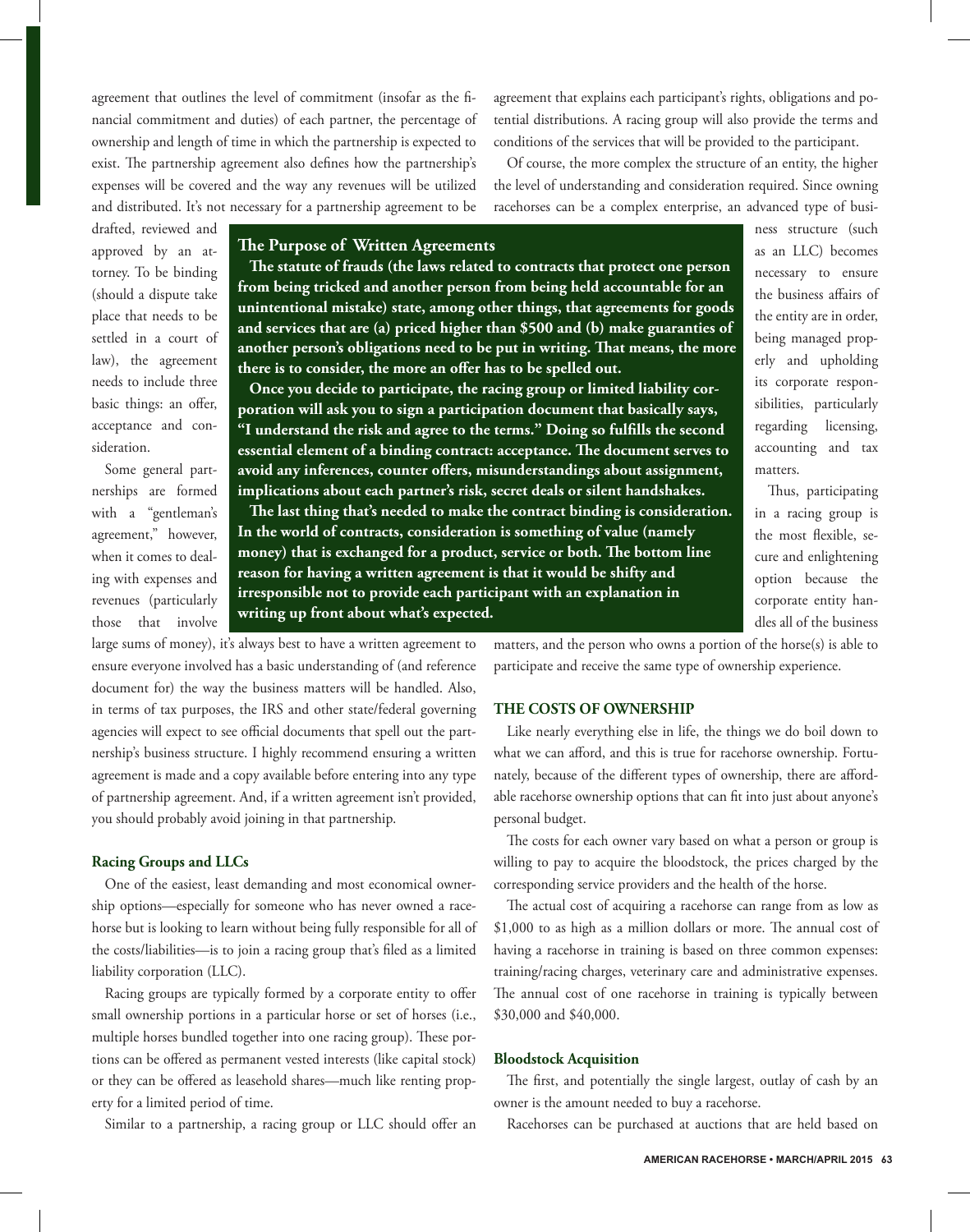agreement that outlines the level of commitment (insofar as the financial commitment and duties) of each partner, the percentage of ownership and length of time in which the partnership is expected to exist. The partnership agreement also defines how the partnership's expenses will be covered and the way any revenues will be utilized and distributed. It's not necessary for a partnership agreement to be drafted, reviewed and approved by an attorney. To be binding (should a dispute take place that needs to be settled in a court of law), the agreement needs to include three basic things: an offer, acceptance and consideration.

Some general partnerships are formed with a "gentleman's agreement," however, when it comes to dealing with expenses and revenues (particularly those that involve large sums of money), it's always best to have a written agreement to ensure everyone involved has a basic understanding of (and reference document for) the way the business matters will be handled. Also, in terms of tax purposes, the IRS and other state/federal governing agencies will expect to see official documents that spell out the partnership's business structure. I highly recommend ensuring a written agreement is made and a copy available before entering into any type of partnership agreement. And, if a written agreement isn't provided, you should probably avoid joining in that partnership.

### The Purpose of Written Agreements

**The statute of frauds (the laws related to contracts that protect one person from being tricked and another person from being held accountable for an unintentional mistake) state, among other things, that agreements for goods and services that are (a) priced higher than $500 and (b) make guaranties of another person's obligations need to be put in writing. That means, the more there is to consider, the more an offer has to be spelled out.**

**Once you decide to participate, the racing group or limited liability corporation will ask you to sign a participation document that basically says, "I understand the risk and agree to the terms." Doing so fulfills the second essential element of a binding contract: acceptance. The document serves to avoid any inferences, counter offers, misunderstandings about assignment, implications about each partner's risk, secret deals or silent handshakes.**

**The last thing that's needed to make the contract binding is consideration. In the world of contracts, consideration is something of value (namely money) that is exchanged for a product, service or both. The bottom line reason for having a written agreement is that it would be shifty and irresponsible not to provide each participant with an explanation in writing up front about what's expected.**

### Racing Groups and LLCs

One of the easiest, least demanding and most economical ownership options—especially for someone who has never owned a racehorse but is looking to learn without being fully responsible for all of the costs/liabilities—is to join a racing group that's filed as a limited liability corporation (LLC).

Racing groups are typically formed by a corporate entity to offer small ownership portions in a particular horse or set of horses (i.e., multiple horses bundled together into one racing group). These portions can be offered as permanent vested interests (like capital stock) or they can be offered as leasehold shares—much like renting property for a limited period of time.

Similar to a partnership, a racing group or LLC should offer an agreement that explains each participant's rights, obligations and potential distributions. A racing group will also provide the terms and conditions of the services that will be provided to the participant.

Of course, the more complex the structure of an entity, the higher the level of understanding and consideration required. Since owning racehorses can be a complex enterprise, an advanced type of business structure (such as an LLC) becomes necessary to ensure the business affairs of the entity are in order, being managed properly and upholding its corporate responsibilities, particularly regarding licensing, accounting and tax matters.

Thus, participating in a racing group is the most flexible, secure and enlightening option because the corporate entity handles all of the business matters, and the person who owns a portion of the horse(s) is able to participate and receive the same type of ownership experience.

## THE COSTS OF OWNERSHIP

Like nearly everything else in life, the things we do boil down to what we can afford, and this is true for racehorse ownership. Fortunately, because of the different types of ownership, there are affordable racehorse ownership options that can fit into just about anyone's personal budget.

The costs for each owner vary based on what a person or group is willing to pay to acquire the bloodstock, the prices charged by the corresponding service providers and the health of the horse.

The actual cost of acquiring a racehorse can range from as low as $1,000 to as high as a million dollars or more. The annual cost of having a racehorse in training is based on three common expenses: training/racing charges, veterinary care and administrative expenses. The annual cost of one racehorse in training is typically between $30,000 and $40,000.

### Bloodstock Acquisition

The first, and potentially the single largest, outlay of cash by an owner is the amount needed to buy a racehorse.

Racehorses can be purchased at auctions that are held based on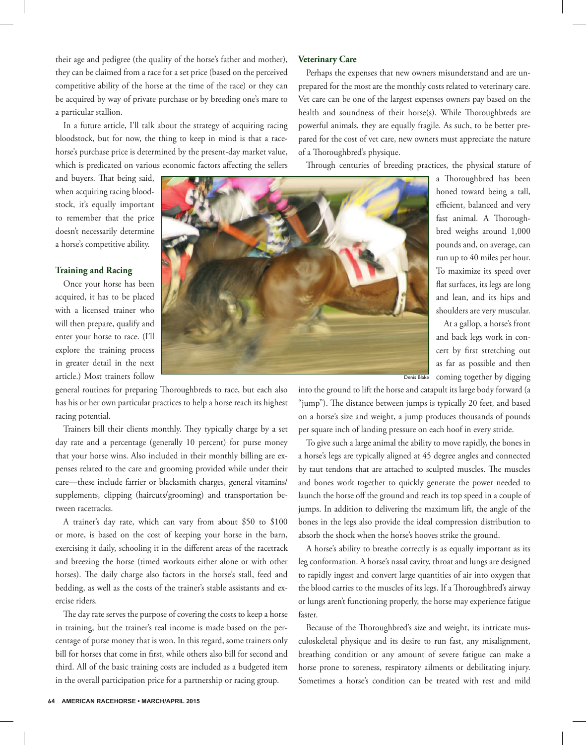their age and pedigree (the quality of the horse's father and mother), they can be claimed from a race for a set price (based on the perceived competitive ability of the horse at the time of the race) or they can be acquired by way of private purchase or by breeding one's mare to a particular stallion.

In a future article, I'll talk about the strategy of acquiring racing bloodstock, but for now, the thing to keep in mind is that a racehorse's purchase price is determined by the present-day market value, which is predicated on various economic factors affecting the sellers and buyers. That being said, when acquiring racing bloodstock, it's equally important to remember that the price doesn't necessarily determine a horse's competitive ability.

### Training and Racing

Once your horse has been acquired, it has to be placed with a licensed trainer who will then prepare, qualify and enter your horse to race. (I'll explore the training process in greater detail in the next article.) Most trainers follow general routines for preparing Thoroughbreds to race, but each also has his or her own particular practices to help a horse reach its highest racing potential.

Trainers bill their clients monthly. They typically charge by a set day rate and a percentage (generally 10 percent) for purse money that your horse wins. Also included in their monthly billing are expenses related to the care and grooming provided while under their care—these include farrier or blacksmith charges, general vitamins/supplements, clipping (haircuts/grooming) and transportation between racetracks.

A trainer's day rate, which can vary from about $50 to $100 or more, is based on the cost of keeping your horse in the barn, exercising it daily, schooling it in the different areas of the racetrack and breezing the horse (timed workouts either alone or with other horses). The daily charge also factors in the horse's stall, feed and bedding, as well as the costs of the trainer's stable assistants and exercise riders.

The day rate serves the purpose of covering the costs to keep a horse in training, but the trainer's real income is made based on the percentage of purse money that is won. In this regard, some trainers only bill for horses that come in first, while others also bill for second and third. All of the basic training costs are included as a budgeted item in the overall participation price for a partnership or racing group.

### Veterinary Care

Perhaps the expenses that new owners misunderstand and are unprepared for the most are the monthly costs related to veterinary care. Vet care can be one of the largest expenses owners pay based on the health and soundness of their horse(s). While Thoroughbreds are powerful animals, they are equally fragile. As such, to be better prepared for the cost of vet care, new owners must appreciate the nature of a Thoroughbred's physique.

Through centuries of breeding practices, the physical stature of a Thoroughbred has been honed toward being a tall, efficient, balanced and very fast animal. A Thoroughbred weighs around 1,000 pounds and, on average, can run up to 40 miles per hour. To maximize its speed over flat surfaces, its legs are long and lean, and its hips and shoulders are very muscular.

Denis Blake

At a gallop, a horse's front and back legs work in concert by first stretching out as far as possible and then coming together by digging into the ground to lift the horse and catapult its large body forward (a "jump"). The distance between jumps is typically 20 feet, and based on a horse's size and weight, a jump produces thousands of pounds per square inch of landing pressure on each hoof in every stride.

To give such a large animal the ability to move rapidly, the bones in a horse's legs are typically aligned at 45 degree angles and connected by taut tendons that are attached to sculpted muscles. The muscles and bones work together to quickly generate the power needed to launch the horse off the ground and reach its top speed in a couple of jumps. In addition to delivering the maximum lift, the angle of the bones in the legs also provide the ideal compression distribution to absorb the shock when the horse's hooves strike the ground.

A horse's ability to breathe correctly is as equally important as its leg conformation. A horse's nasal cavity, throat and lungs are designed to rapidly ingest and convert large quantities of air into oxygen that the blood carries to the muscles of its legs. If a Thoroughbred's airway or lungs aren't functioning properly, the horse may experience fatigue faster.

Because of the Thoroughbred's size and weight, its intricate musculoskeletal physique and its desire to run fast, any misalignment, breathing condition or any amount of severe fatigue can make a horse prone to soreness, respiratory ailments or debilitating injury. Sometimes a horse's condition can be treated with rest and mild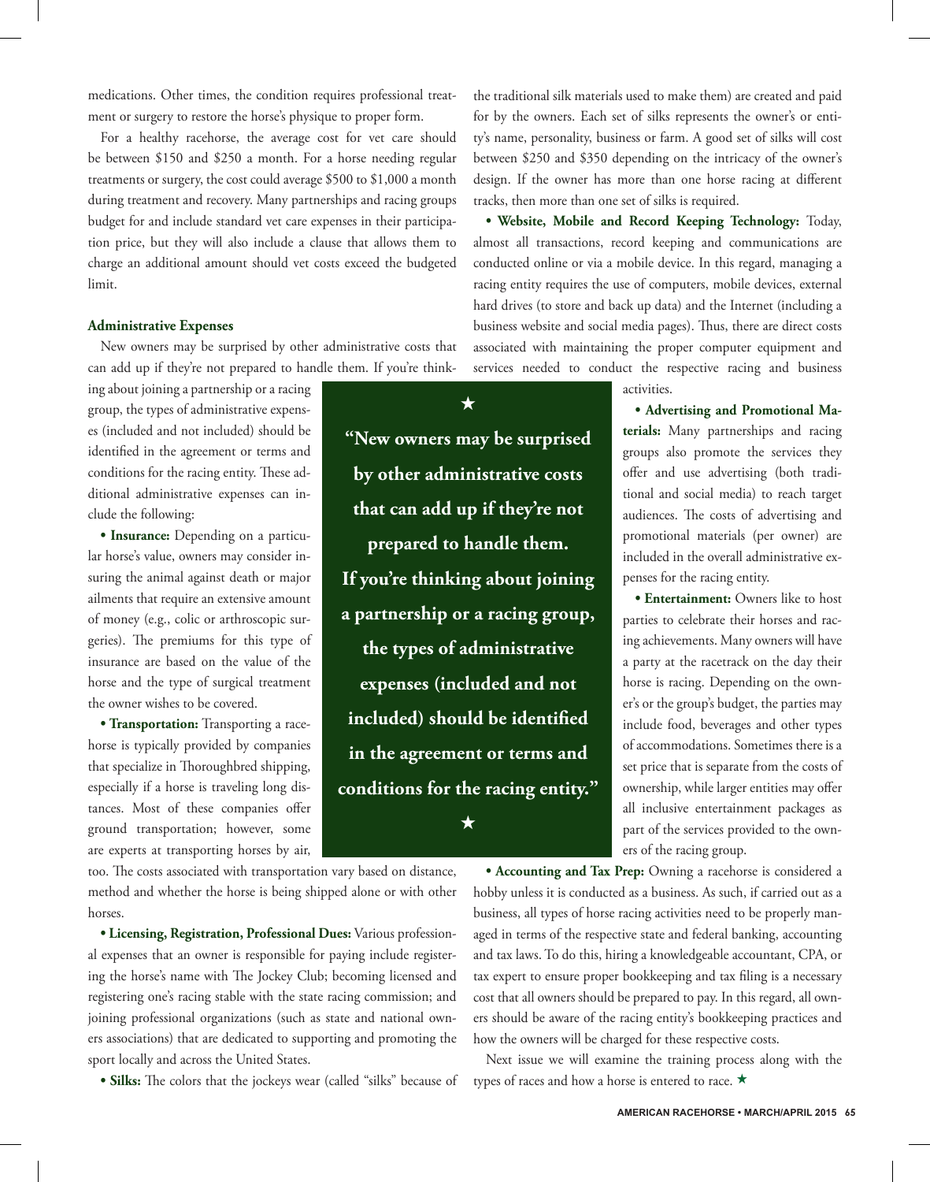medications. Other times, the condition requires professional treatment or surgery to restore the horse's physique to proper form.

For a healthy racehorse, the average cost for vet care should be between $150 and $250 a month. For a horse needing regular treatments or surgery, the cost could average $500 to $1,000 a month during treatment and recovery. Many partnerships and racing groups budget for and include standard vet care expenses in their participation price, but they will also include a clause that allows them to charge an additional amount should vet costs exceed the budgeted limit.

### Administrative Expenses

New owners may be surprised by other administrative costs that can add up if they're not prepared to handle them. If you're thinking about joining a partnership or a racing group, the types of administrative expenses (included and not included) should be identified in the agreement or terms and conditions for the racing entity. These additional administrative expenses can include the following:

**• Insurance:** Depending on a particular horse's value, owners may consider insuring the animal against death or major ailments that require an extensive amount of money (e.g., colic or arthroscopic surgeries). The premiums for this type of insurance are based on the value of the horse and the type of surgical treatment the owner wishes to be covered.

**• Transportation:** Transporting a racehorse is typically provided by companies that specialize in Thoroughbred shipping, especially if a horse is traveling long distances. Most of these companies offer ground transportation; however, some are experts at transporting horses by air, too. The costs associated with transportation vary based on distance, method and whether the horse is being shipped alone or with other horses.

**• Licensing, Registration, Professional Dues:** Various professional expenses that an owner is responsible for paying include registering the horse's name with The Jockey Club; becoming licensed and registering one's racing stable with the state racing commission; and joining professional organizations (such as state and national owners associations) that are dedicated to supporting and promoting the sport locally and across the United States.

**• Silks:** The colors that the jockeys wear (called "silks" because of the traditional silk materials used to make them) are created and paid for by the owners. Each set of silks represents the owner's or entity's name, personality, business or farm. A good set of silks will cost between $250 and $350 depending on the intricacy of the owner's design. If the owner has more than one horse racing at different tracks, then more than one set of silks is required.

**• Website, Mobile and Record Keeping Technology:** Today, almost all transactions, record keeping and communications are conducted online or via a mobile device. In this regard, managing a racing entity requires the use of computers, mobile devices, external hard drives (to store and back up data) and the Internet (including a business website and social media pages). Thus, there are direct costs associated with maintaining the proper computer equipment and services needed to conduct the respective racing and business activities.

**• Advertising and Promotional Materials:** Many partnerships and racing groups also promote the services they offer and use advertising (both traditional and social media) to reach target audiences. The costs of advertising and promotional materials (per owner) are included in the overall administrative expenses for the racing entity.

**• Entertainment:** Owners like to host parties to celebrate their horses and racing achievements. Many owners will have a party at the racetrack on the day their horse is racing. Depending on the owner's or the group's budget, the parties may include food, beverages and other types of accommodations. Sometimes there is a set price that is separate from the costs of ownership, while larger entities may offer all inclusive entertainment packages as part of the services provided to the owners of the racing group.

**• Accounting and Tax Prep:** Owning a racehorse is considered a hobby unless it is conducted as a business. As such, if carried out as a business, all types of horse racing activities need to be properly managed in terms of the respective state and federal banking, accounting and tax laws. To do this, hiring a knowledgeable accountant, CPA, or tax expert to ensure proper bookkeeping and tax filing is a necessary cost that all owners should be prepared to pay. In this regard, all owners should be aware of the racing entity's bookkeeping practices and how the owners will be charged for these respective costs.

Next issue we will examine the training process along with the types of races and how a horse is entered to race. ★

★

**"New owners may be surprised by other administrative costs that can add up if they're not prepared to handle them. If you're thinking about joining a partnership or a racing group, the types of administrative expenses (included and not included) should be identified in the agreement or terms and conditions for the racing entity."**

★